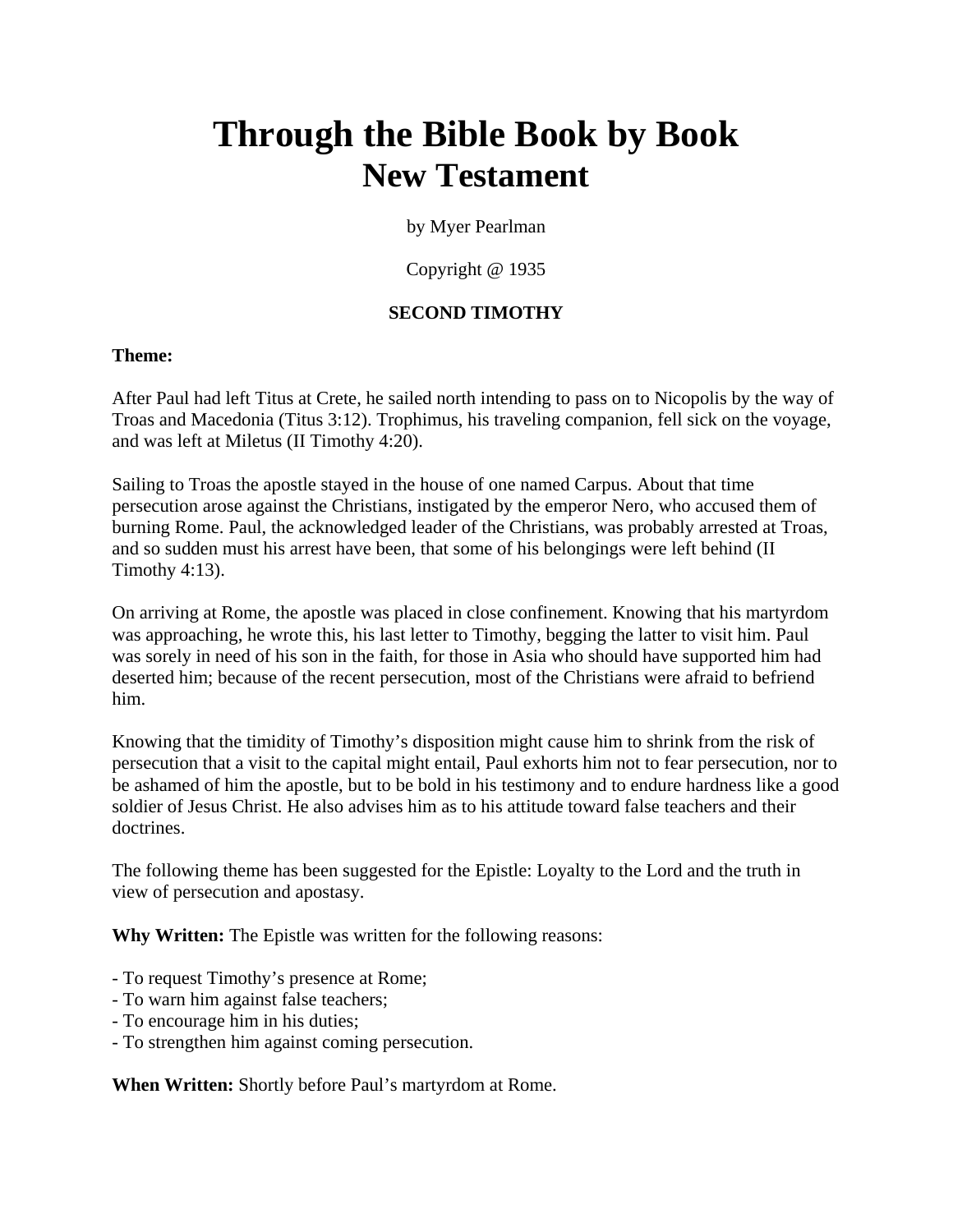# Through the Bible Book by Book
# New Testament

by Myer Pearlman

Copyright @ 1935

## SECOND TIMOTHY

**Theme:**

After Paul had left Titus at Crete, he sailed north intending to pass on to Nicopolis by the way of Troas and Macedonia (Titus 3:12). Trophimus, his traveling companion, fell sick on the voyage, and was left at Miletus (II Timothy 4:20).

Sailing to Troas the apostle stayed in the house of one named Carpus. About that time persecution arose against the Christians, instigated by the emperor Nero, who accused them of burning Rome. Paul, the acknowledged leader of the Christians, was probably arrested at Troas, and so sudden must his arrest have been, that some of his belongings were left behind (II Timothy 4:13).

On arriving at Rome, the apostle was placed in close confinement. Knowing that his martyrdom was approaching, he wrote this, his last letter to Timothy, begging the latter to visit him. Paul was sorely in need of his son in the faith, for those in Asia who should have supported him had deserted him; because of the recent persecution, most of the Christians were afraid to befriend him.

Knowing that the timidity of Timothy's disposition might cause him to shrink from the risk of persecution that a visit to the capital might entail, Paul exhorts him not to fear persecution, nor to be ashamed of him the apostle, but to be bold in his testimony and to endure hardness like a good soldier of Jesus Christ. He also advises him as to his attitude toward false teachers and their doctrines.

The following theme has been suggested for the Epistle: Loyalty to the Lord and the truth in view of persecution and apostasy.

**Why Written:** The Epistle was written for the following reasons:

- To request Timothy's presence at Rome;
- To warn him against false teachers;
- To encourage him in his duties;
- To strengthen him against coming persecution.

**When Written:** Shortly before Paul's martyrdom at Rome.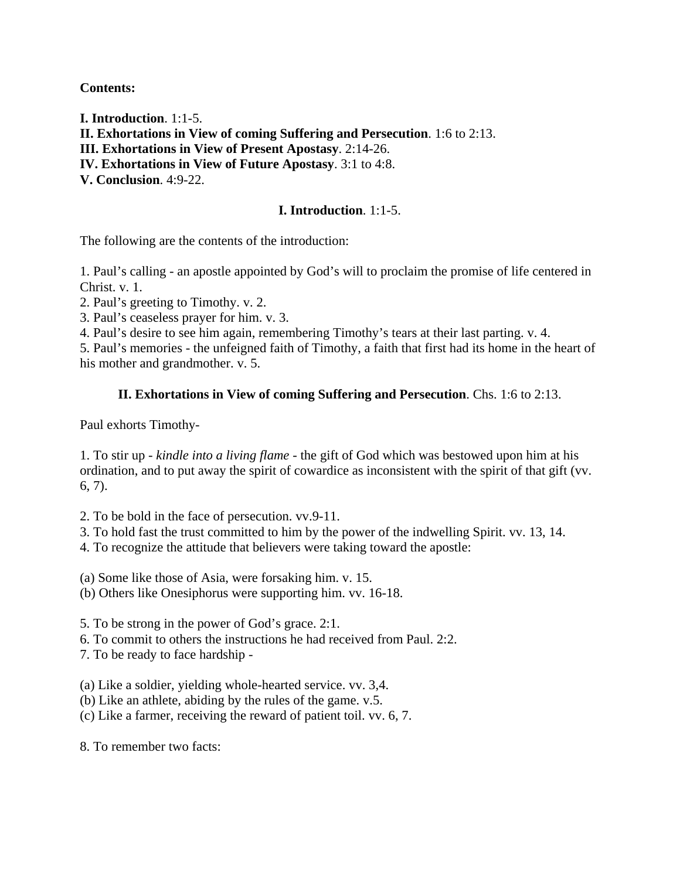**Contents:**

**I. Introduction**. 1:1-5.
**II. Exhortations in View of coming Suffering and Persecution**. 1:6 to 2:13.
**III. Exhortations in View of Present Apostasy**. 2:14-26.
**IV. Exhortations in View of Future Apostasy**. 3:1 to 4:8.
**V. Conclusion**. 4:9-22.

## I. Introduction. 1:1-5.

The following are the contents of the introduction:

1. Paul's calling - an apostle appointed by God's will to proclaim the promise of life centered in Christ. v. 1.
2. Paul's greeting to Timothy. v. 2.
3. Paul's ceaseless prayer for him. v. 3.
4. Paul's desire to see him again, remembering Timothy's tears at their last parting. v. 4.
5. Paul's memories - the unfeigned faith of Timothy, a faith that first had its home in the heart of his mother and grandmother. v. 5.

## II. Exhortations in View of coming Suffering and Persecution. Chs. 1:6 to 2:13.

Paul exhorts Timothy-

1. To stir up - *kindle into a living flame* - the gift of God which was bestowed upon him at his ordination, and to put away the spirit of cowardice as inconsistent with the spirit of that gift (vv. 6, 7).

2. To be bold in the face of persecution. vv.9-11.
3. To hold fast the trust committed to him by the power of the indwelling Spirit. vv. 13, 14.
4. To recognize the attitude that believers were taking toward the apostle:

(a) Some like those of Asia, were forsaking him. v. 15.
(b) Others like Onesiphorus were supporting him. vv. 16-18.

5. To be strong in the power of God's grace. 2:1.
6. To commit to others the instructions he had received from Paul. 2:2.
7. To be ready to face hardship -

(a) Like a soldier, yielding whole-hearted service. vv. 3,4.
(b) Like an athlete, abiding by the rules of the game. v.5.
(c) Like a farmer, receiving the reward of patient toil. vv. 6, 7.

8. To remember two facts: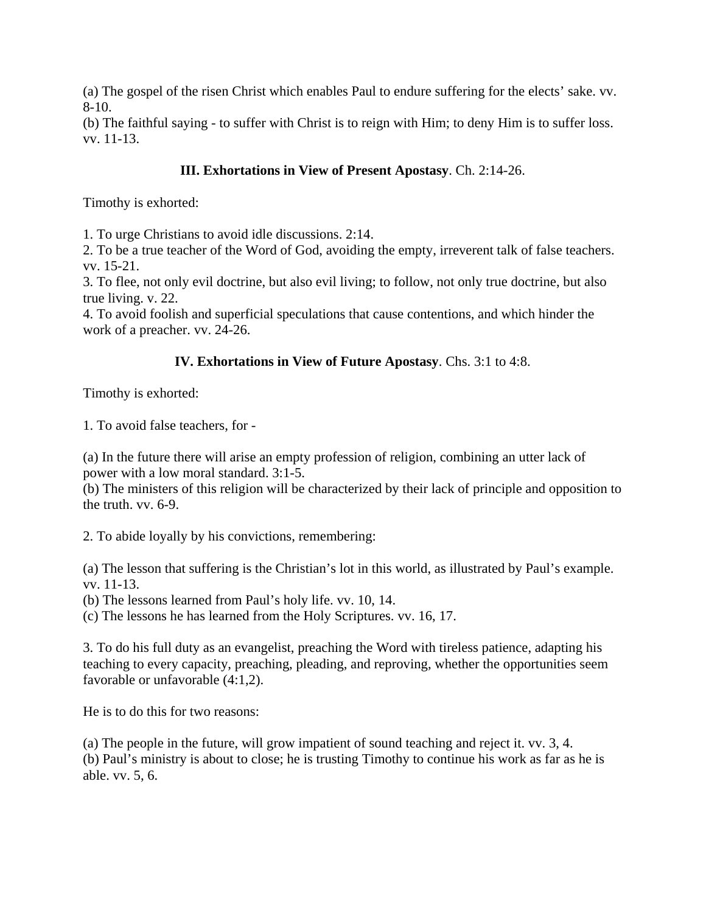(a) The gospel of the risen Christ which enables Paul to endure suffering for the elects' sake. vv. 8-10.
(b) The faithful saying - to suffer with Christ is to reign with Him; to deny Him is to suffer loss. vv. 11-13.

## **III. Exhortations in View of Present Apostasy**. Ch. 2:14-26.

Timothy is exhorted:

1. To urge Christians to avoid idle discussions. 2:14.
2. To be a true teacher of the Word of God, avoiding the empty, irreverent talk of false teachers. vv. 15-21.
3. To flee, not only evil doctrine, but also evil living; to follow, not only true doctrine, but also true living. v. 22.
4. To avoid foolish and superficial speculations that cause contentions, and which hinder the work of a preacher. vv. 24-26.

## **IV. Exhortations in View of Future Apostasy**. Chs. 3:1 to 4:8.

Timothy is exhorted:

1. To avoid false teachers, for -

(a) In the future there will arise an empty profession of religion, combining an utter lack of power with a low moral standard. 3:1-5.
(b) The ministers of this religion will be characterized by their lack of principle and opposition to the truth. vv. 6-9.

2. To abide loyally by his convictions, remembering:

(a) The lesson that suffering is the Christian's lot in this world, as illustrated by Paul's example. vv. 11-13.
(b) The lessons learned from Paul's holy life. vv. 10, 14.
(c) The lessons he has learned from the Holy Scriptures. vv. 16, 17.

3. To do his full duty as an evangelist, preaching the Word with tireless patience, adapting his teaching to every capacity, preaching, pleading, and reproving, whether the opportunities seem favorable or unfavorable (4:1,2).

He is to do this for two reasons:

(a) The people in the future, will grow impatient of sound teaching and reject it. vv. 3, 4.
(b) Paul's ministry is about to close; he is trusting Timothy to continue his work as far as he is able. vv. 5, 6.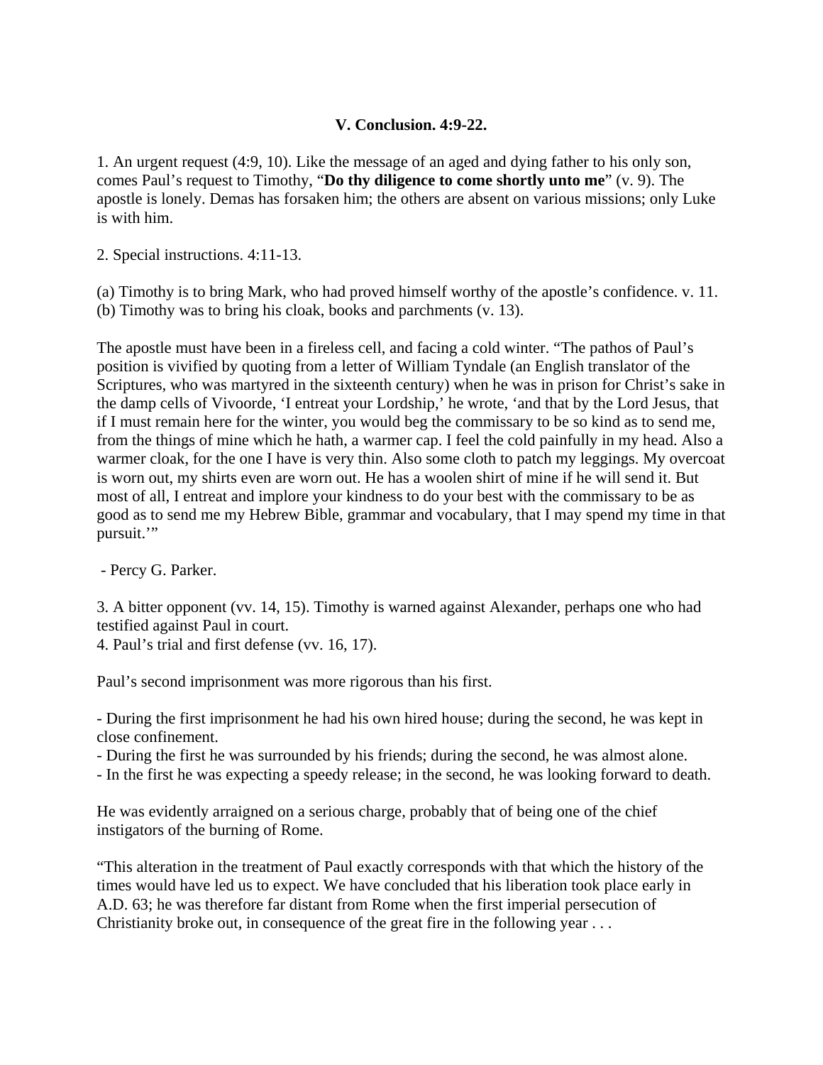**V. Conclusion. 4:9-22.**

1. An urgent request (4:9, 10). Like the message of an aged and dying father to his only son, comes Paul's request to Timothy, "**Do thy diligence to come shortly unto me**" (v. 9). The apostle is lonely. Demas has forsaken him; the others are absent on various missions; only Luke is with him.

2. Special instructions. 4:11-13.

(a) Timothy is to bring Mark, who had proved himself worthy of the apostle's confidence. v. 11.
(b) Timothy was to bring his cloak, books and parchments (v. 13).

The apostle must have been in a fireless cell, and facing a cold winter. "The pathos of Paul's position is vivified by quoting from a letter of William Tyndale (an English translator of the Scriptures, who was martyred in the sixteenth century) when he was in prison for Christ's sake in the damp cells of Vivoorde, 'I entreat your Lordship,' he wrote, 'and that by the Lord Jesus, that if I must remain here for the winter, you would beg the commissary to be so kind as to send me, from the things of mine which he hath, a warmer cap. I feel the cold painfully in my head. Also a warmer cloak, for the one I have is very thin. Also some cloth to patch my leggings. My overcoat is worn out, my shirts even are worn out. He has a woolen shirt of mine if he will send it. But most of all, I entreat and implore your kindness to do your best with the commissary to be as good as to send me my Hebrew Bible, grammar and vocabulary, that I may spend my time in that pursuit.'"

- Percy G. Parker.

3. A bitter opponent (vv. 14, 15). Timothy is warned against Alexander, perhaps one who had testified against Paul in court.
4. Paul's trial and first defense (vv. 16, 17).

Paul's second imprisonment was more rigorous than his first.

- During the first imprisonment he had his own hired house; during the second, he was kept in close confinement.
- During the first he was surrounded by his friends; during the second, he was almost alone.
- In the first he was expecting a speedy release; in the second, he was looking forward to death.

He was evidently arraigned on a serious charge, probably that of being one of the chief instigators of the burning of Rome.

"This alteration in the treatment of Paul exactly corresponds with that which the history of the times would have led us to expect. We have concluded that his liberation took place early in A.D. 63; he was therefore far distant from Rome when the first imperial persecution of Christianity broke out, in consequence of the great fire in the following year . . .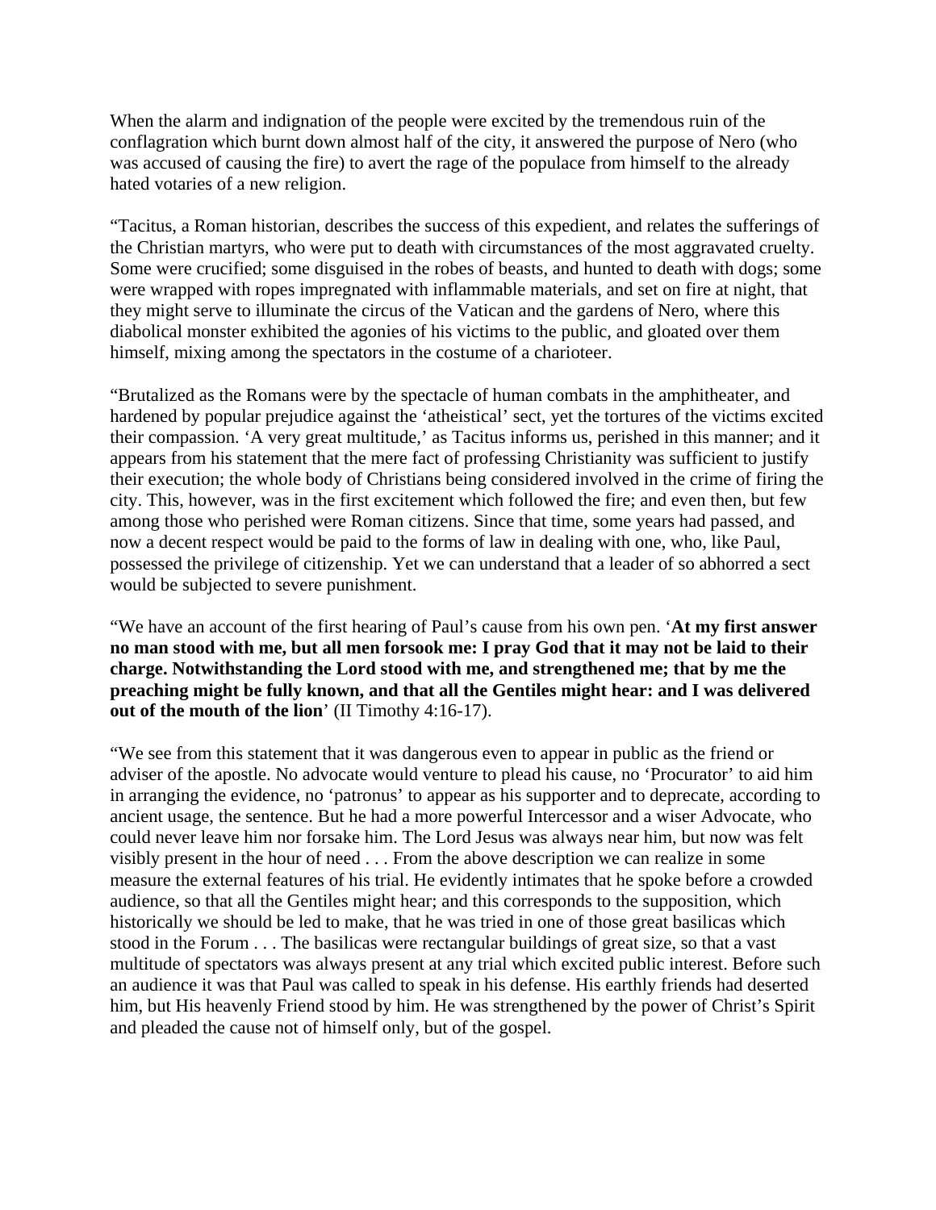When the alarm and indignation of the people were excited by the tremendous ruin of the conflagration which burnt down almost half of the city, it answered the purpose of Nero (who was accused of causing the fire) to avert the rage of the populace from himself to the already hated votaries of a new religion.

"Tacitus, a Roman historian, describes the success of this expedient, and relates the sufferings of the Christian martyrs, who were put to death with circumstances of the most aggravated cruelty. Some were crucified; some disguised in the robes of beasts, and hunted to death with dogs; some were wrapped with ropes impregnated with inflammable materials, and set on fire at night, that they might serve to illuminate the circus of the Vatican and the gardens of Nero, where this diabolical monster exhibited the agonies of his victims to the public, and gloated over them himself, mixing among the spectators in the costume of a charioteer.

"Brutalized as the Romans were by the spectacle of human combats in the amphitheater, and hardened by popular prejudice against the 'atheistical' sect, yet the tortures of the victims excited their compassion. 'A very great multitude,' as Tacitus informs us, perished in this manner; and it appears from his statement that the mere fact of professing Christianity was sufficient to justify their execution; the whole body of Christians being considered involved in the crime of firing the city. This, however, was in the first excitement which followed the fire; and even then, but few among those who perished were Roman citizens. Since that time, some years had passed, and now a decent respect would be paid to the forms of law in dealing with one, who, like Paul, possessed the privilege of citizenship. Yet we can understand that a leader of so abhorred a sect would be subjected to severe punishment.

"We have an account of the first hearing of Paul's cause from his own pen. '**At my first answer no man stood with me, but all men forsook me: I pray God that it may not be laid to their charge. Notwithstanding the Lord stood with me, and strengthened me; that by me the preaching might be fully known, and that all the Gentiles might hear: and I was delivered out of the mouth of the lion**' (II Timothy 4:16-17).

"We see from this statement that it was dangerous even to appear in public as the friend or adviser of the apostle. No advocate would venture to plead his cause, no 'Procurator' to aid him in arranging the evidence, no 'patronus' to appear as his supporter and to deprecate, according to ancient usage, the sentence. But he had a more powerful Intercessor and a wiser Advocate, who could never leave him nor forsake him. The Lord Jesus was always near him, but now was felt visibly present in the hour of need . . . From the above description we can realize in some measure the external features of his trial. He evidently intimates that he spoke before a crowded audience, so that all the Gentiles might hear; and this corresponds to the supposition, which historically we should be led to make, that he was tried in one of those great basilicas which stood in the Forum . . . The basilicas were rectangular buildings of great size, so that a vast multitude of spectators was always present at any trial which excited public interest. Before such an audience it was that Paul was called to speak in his defense. His earthly friends had deserted him, but His heavenly Friend stood by him. He was strengthened by the power of Christ's Spirit and pleaded the cause not of himself only, but of the gospel.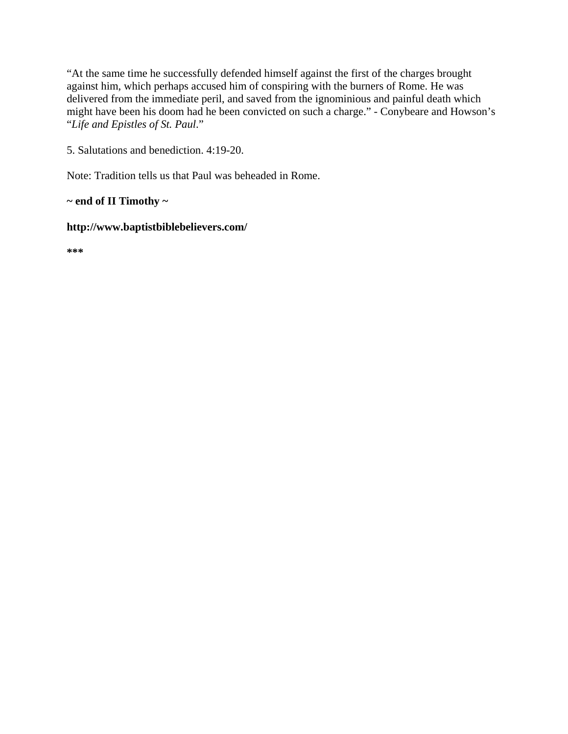"At the same time he successfully defended himself against the first of the charges brought against him, which perhaps accused him of conspiring with the burners of Rome. He was delivered from the immediate peril, and saved from the ignominious and painful death which might have been his doom had he been convicted on such a charge." - Conybeare and Howson's "*Life and Epistles of St. Paul*."

5. Salutations and benediction. 4:19-20.

Note: Tradition tells us that Paul was beheaded in Rome.

**~ end of II Timothy ~**

**http://www.baptistbiblebelievers.com/**

***